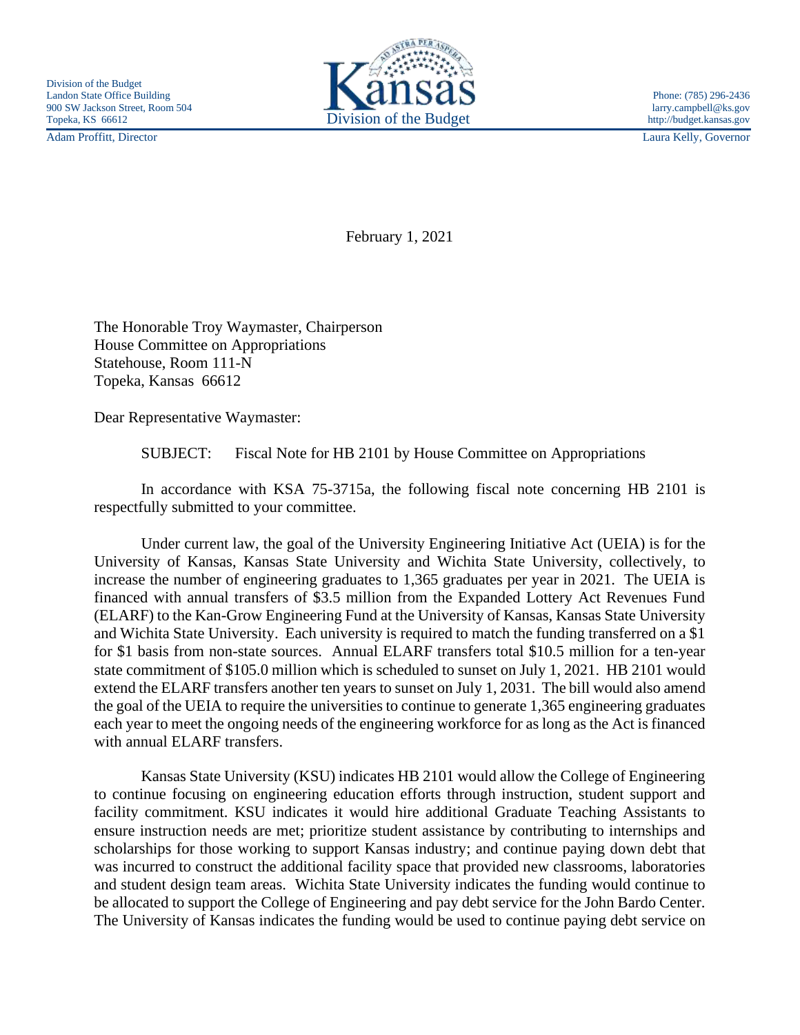Division of the Budget
Landon State Office Building
900 SW Jackson Street, Room 504
Topeka, KS 66612

Kansas
Division of the Budget

Phone: (785) 296-2436
larry.campbell@ks.gov
http://budget.kansas.gov

Adam Proffitt, Director

Laura Kelly, Governor

February 1, 2021

The Honorable Troy Waymaster, Chairperson
House Committee on Appropriations
Statehouse, Room 111-N
Topeka, Kansas 66612

Dear Representative Waymaster:

SUBJECT: Fiscal Note for HB 2101 by House Committee on Appropriations

In accordance with KSA 75-3715a, the following fiscal note concerning HB 2101 is respectfully submitted to your committee.

Under current law, the goal of the University Engineering Initiative Act (UEIA) is for the University of Kansas, Kansas State University and Wichita State University, collectively, to increase the number of engineering graduates to 1,365 graduates per year in 2021. The UEIA is financed with annual transfers of $3.5 million from the Expanded Lottery Act Revenues Fund (ELARF) to the Kan-Grow Engineering Fund at the University of Kansas, Kansas State University and Wichita State University. Each university is required to match the funding transferred on a $1 for $1 basis from non-state sources. Annual ELARF transfers total $10.5 million for a ten-year state commitment of $105.0 million which is scheduled to sunset on July 1, 2021. HB 2101 would extend the ELARF transfers another ten years to sunset on July 1, 2031. The bill would also amend the goal of the UEIA to require the universities to continue to generate 1,365 engineering graduates each year to meet the ongoing needs of the engineering workforce for as long as the Act is financed with annual ELARF transfers.

Kansas State University (KSU) indicates HB 2101 would allow the College of Engineering to continue focusing on engineering education efforts through instruction, student support and facility commitment. KSU indicates it would hire additional Graduate Teaching Assistants to ensure instruction needs are met; prioritize student assistance by contributing to internships and scholarships for those working to support Kansas industry; and continue paying down debt that was incurred to construct the additional facility space that provided new classrooms, laboratories and student design team areas. Wichita State University indicates the funding would continue to be allocated to support the College of Engineering and pay debt service for the John Bardo Center. The University of Kansas indicates the funding would be used to continue paying debt service on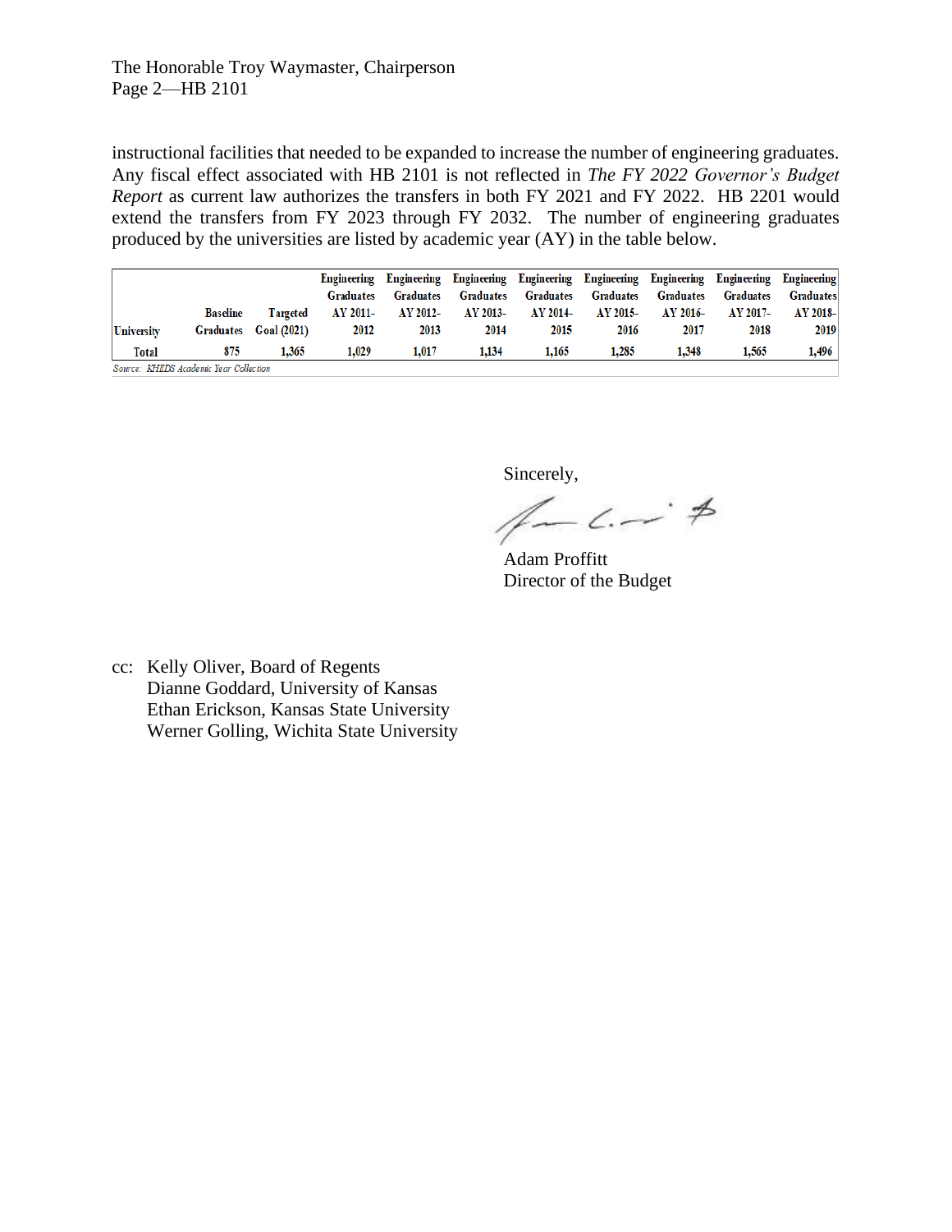instructional facilities that needed to be expanded to increase the number of engineering graduates. Any fiscal effect associated with HB 2101 is not reflected in *The FY 2022 Governor's Budget Report* as current law authorizes the transfers in both FY 2021 and FY 2022. HB 2201 would extend the transfers from FY 2023 through FY 2032. The number of engineering graduates produced by the universities are listed by academic year (AY) in the table below.

| University | Baseline Graduates | Targeted Goal (2021) | Engineering Graduates AY 2011-2012 | Engineering Graduates AY 2012-2013 | Engineering Graduates AY 2013-2014 | Engineering Graduates AY 2014-2015 | Engineering Graduates AY 2015-2016 | Engineering Graduates AY 2016-2017 | Engineering Graduates AY 2017-2018 | Engineering Graduates AY 2018-2019 |
|---|---|---|---|---|---|---|---|---|---|---|
| Total | 875 | 1,365 | 1,029 | 1,017 | 1,134 | 1,165 | 1,285 | 1,348 | 1,565 | 1,496 |

*Source: KHEDS Academic Year Collection*

Sincerely,

Adam Proffitt
Director of the Budget

cc: Kelly Oliver, Board of Regents
Dianne Goddard, University of Kansas
Ethan Erickson, Kansas State University
Werner Golling, Wichita State University